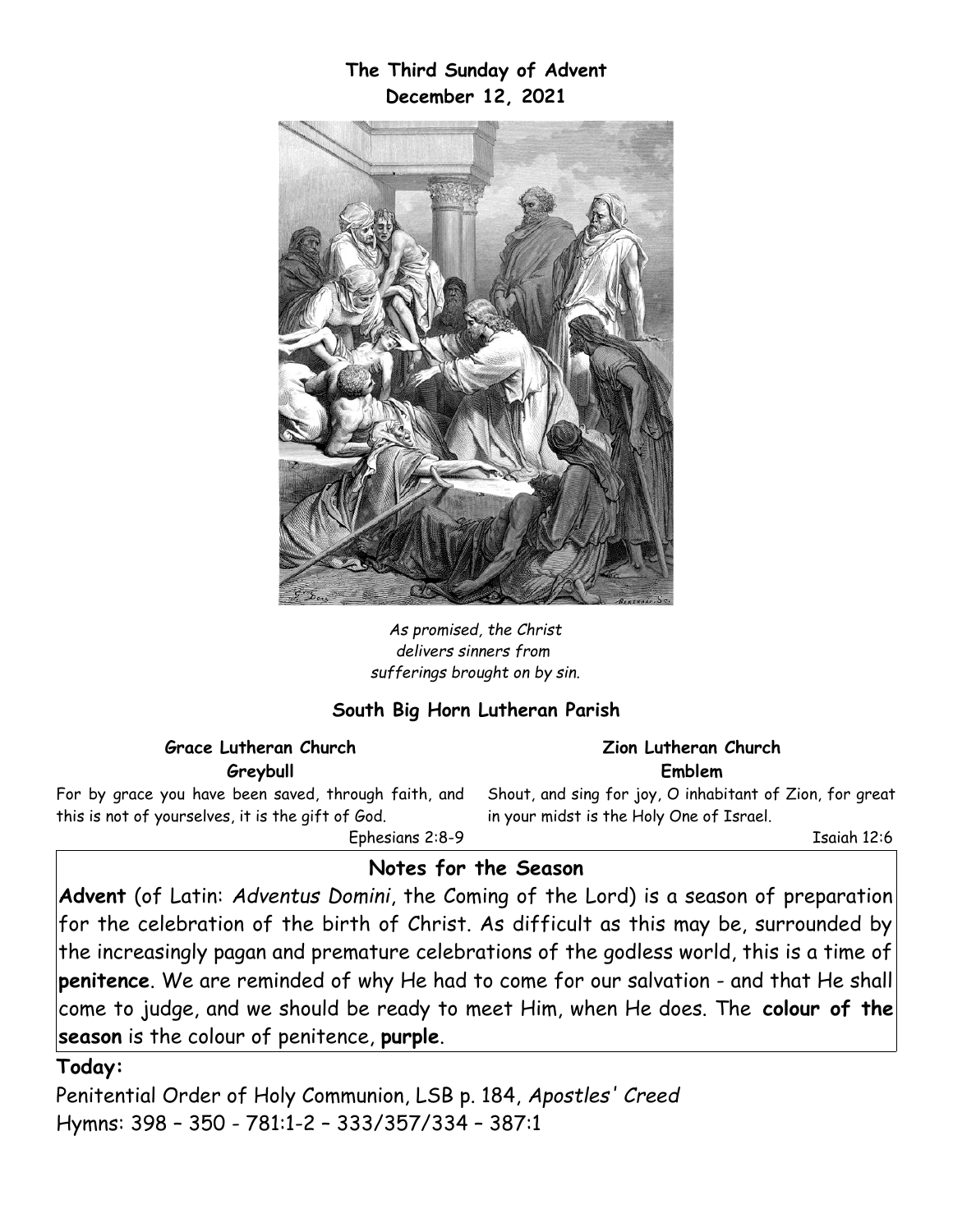# The Third Sunday of Advent
## December 12, 2021

*As promised, the Christ delivers sinners from sufferings brought on by sin.*

## South Big Horn Lutheran Parish

**Grace Lutheran Church**
**Greybull**

For by grace you have been saved, through faith, and this is not of yourselves, it is the gift of God.

Ephesians 2:8-9

**Zion Lutheran Church**
**Emblem**

Shout, and sing for joy, O inhabitant of Zion, for great in your midst is the Holy One of Israel.

Isaiah 12:6

## Notes for the Season

**Advent** (of Latin: *Adventus Domini*, the Coming of the Lord) is a season of preparation for the celebration of the birth of Christ. As difficult as this may be, surrounded by the increasingly pagan and premature celebrations of the godless world, this is a time of **penitence**. We are reminded of why He had to come for our salvation - and that He shall come to judge, and we should be ready to meet Him, when He does. The **colour of the season** is the colour of penitence, **purple**.

**Today:**

Penitential Order of Holy Communion, LSB p. 184, *Apostles' Creed*
Hymns: 398 – 350 - 781:1-2 – 333/357/334 – 387:1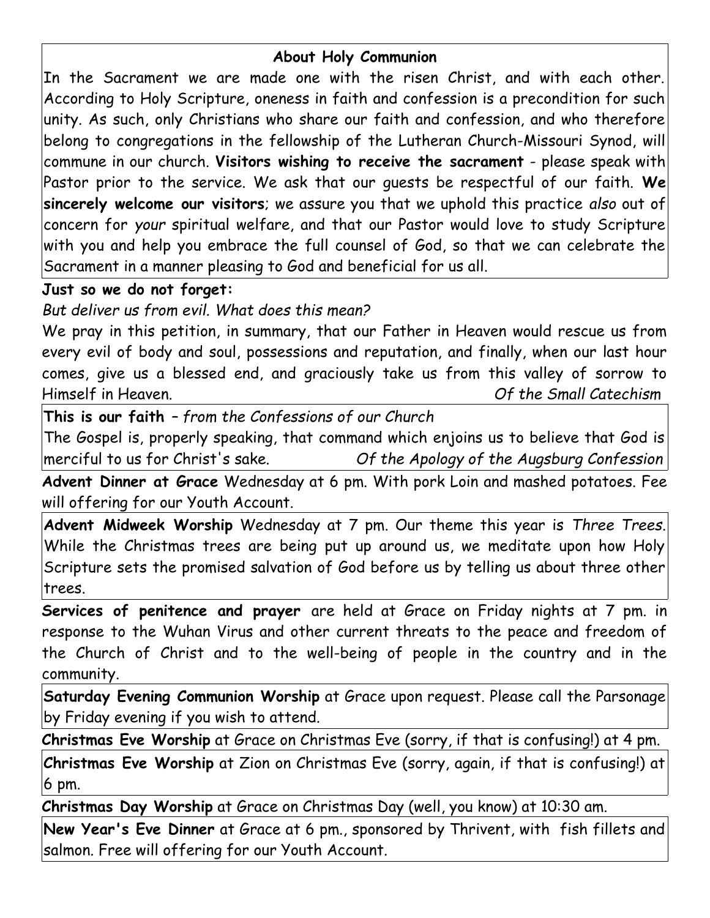### About Holy Communion

In the Sacrament we are made one with the risen Christ, and with each other. According to Holy Scripture, oneness in faith and confession is a precondition for such unity. As such, only Christians who share our faith and confession, and who therefore belong to congregations in the fellowship of the Lutheran Church-Missouri Synod, will commune in our church. **Visitors wishing to receive the sacrament** - please speak with Pastor prior to the service. We ask that our guests be respectful of our faith. **We sincerely welcome our visitors**; we assure you that we uphold this practice *also* out of concern for *your* spiritual welfare, and that our Pastor would love to study Scripture with you and help you embrace the full counsel of God, so that we can celebrate the Sacrament in a manner pleasing to God and beneficial for us all.

**Just so we do not forget:**

*But deliver us from evil. What does this mean?*

We pray in this petition, in summary, that our Father in Heaven would rescue us from every evil of body and soul, possessions and reputation, and finally, when our last hour comes, give us a blessed end, and graciously take us from this valley of sorrow to Himself in Heaven. *Of the Small Catechism*

**This is our faith** – *from the Confessions of our Church*

The Gospel is, properly speaking, that command which enjoins us to believe that God is merciful to us for Christ's sake. *Of the Apology of the Augsburg Confession*

**Advent Dinner at Grace** Wednesday at 6 pm. With pork Loin and mashed potatoes. Fee will offering for our Youth Account.

**Advent Midweek Worship** Wednesday at 7 pm. Our theme this year is *Three Trees*. While the Christmas trees are being put up around us, we meditate upon how Holy Scripture sets the promised salvation of God before us by telling us about three other trees.

**Services of penitence and prayer** are held at Grace on Friday nights at 7 pm. in response to the Wuhan Virus and other current threats to the peace and freedom of the Church of Christ and to the well-being of people in the country and in the community.

**Saturday Evening Communion Worship** at Grace upon request. Please call the Parsonage by Friday evening if you wish to attend.

**Christmas Eve Worship** at Grace on Christmas Eve (sorry, if that is confusing!) at 4 pm.

**Christmas Eve Worship** at Zion on Christmas Eve (sorry, again, if that is confusing!) at 6 pm.

**Christmas Day Worship** at Grace on Christmas Day (well, you know) at 10:30 am.

**New Year's Eve Dinner** at Grace at 6 pm., sponsored by Thrivent, with fish fillets and salmon. Free will offering for our Youth Account.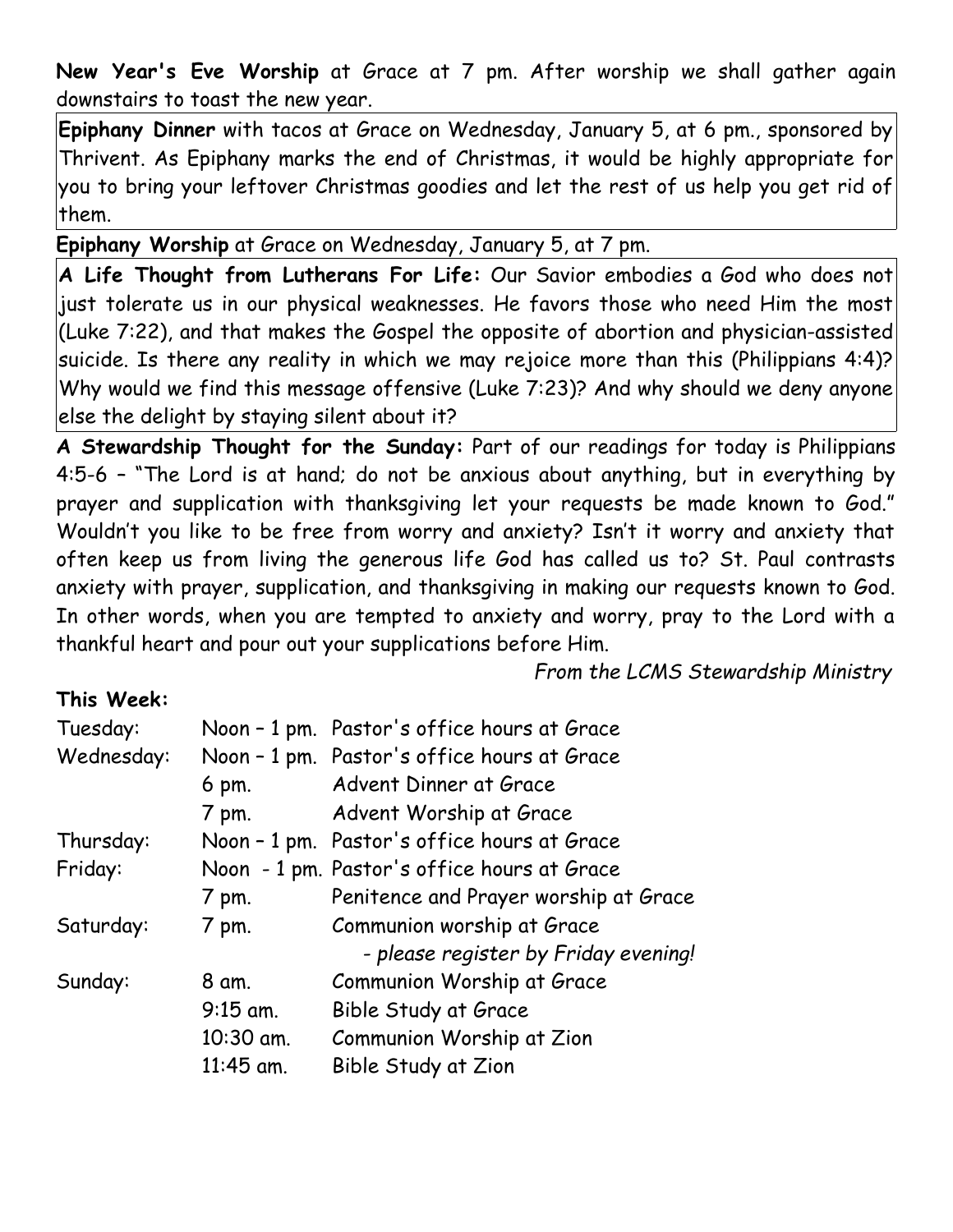**New Year's Eve Worship** at Grace at 7 pm. After worship we shall gather again downstairs to toast the new year.

**Epiphany Dinner** with tacos at Grace on Wednesday, January 5, at 6 pm., sponsored by Thrivent. As Epiphany marks the end of Christmas, it would be highly appropriate for you to bring your leftover Christmas goodies and let the rest of us help you get rid of them.

**Epiphany Worship** at Grace on Wednesday, January 5, at 7 pm.

**A Life Thought from Lutherans For Life:** Our Savior embodies a God who does not just tolerate us in our physical weaknesses. He favors those who need Him the most (Luke 7:22), and that makes the Gospel the opposite of abortion and physician-assisted suicide. Is there any reality in which we may rejoice more than this (Philippians 4:4)? Why would we find this message offensive (Luke 7:23)? And why should we deny anyone else the delight by staying silent about it?

**A Stewardship Thought for the Sunday:** Part of our readings for today is Philippians 4:5-6 – "The Lord is at hand; do not be anxious about anything, but in everything by prayer and supplication with thanksgiving let your requests be made known to God." Wouldn't you like to be free from worry and anxiety? Isn't it worry and anxiety that often keep us from living the generous life God has called us to? St. Paul contrasts anxiety with prayer, supplication, and thanksgiving in making our requests known to God. In other words, when you are tempted to anxiety and worry, pray to the Lord with a thankful heart and pour out your supplications before Him.

*From the LCMS Stewardship Ministry*

**This Week:**

| | | |
|---|---|---|
| Tuesday: | Noon – 1 pm. | Pastor's office hours at Grace |
| Wednesday: | Noon – 1 pm. | Pastor's office hours at Grace |
| | 6 pm. | Advent Dinner at Grace |
| | 7 pm. | Advent Worship at Grace |
| Thursday: | Noon – 1 pm. | Pastor's office hours at Grace |
| Friday: | Noon - 1 pm. | Pastor's office hours at Grace |
| | 7 pm. | Penitence and Prayer worship at Grace |
| Saturday: | 7 pm. | Communion worship at Grace<br>*- please register by Friday evening!* |
| Sunday: | 8 am. | Communion Worship at Grace |
| | 9:15 am. | Bible Study at Grace |
| | 10:30 am. | Communion Worship at Zion |
| | 11:45 am. | Bible Study at Zion |